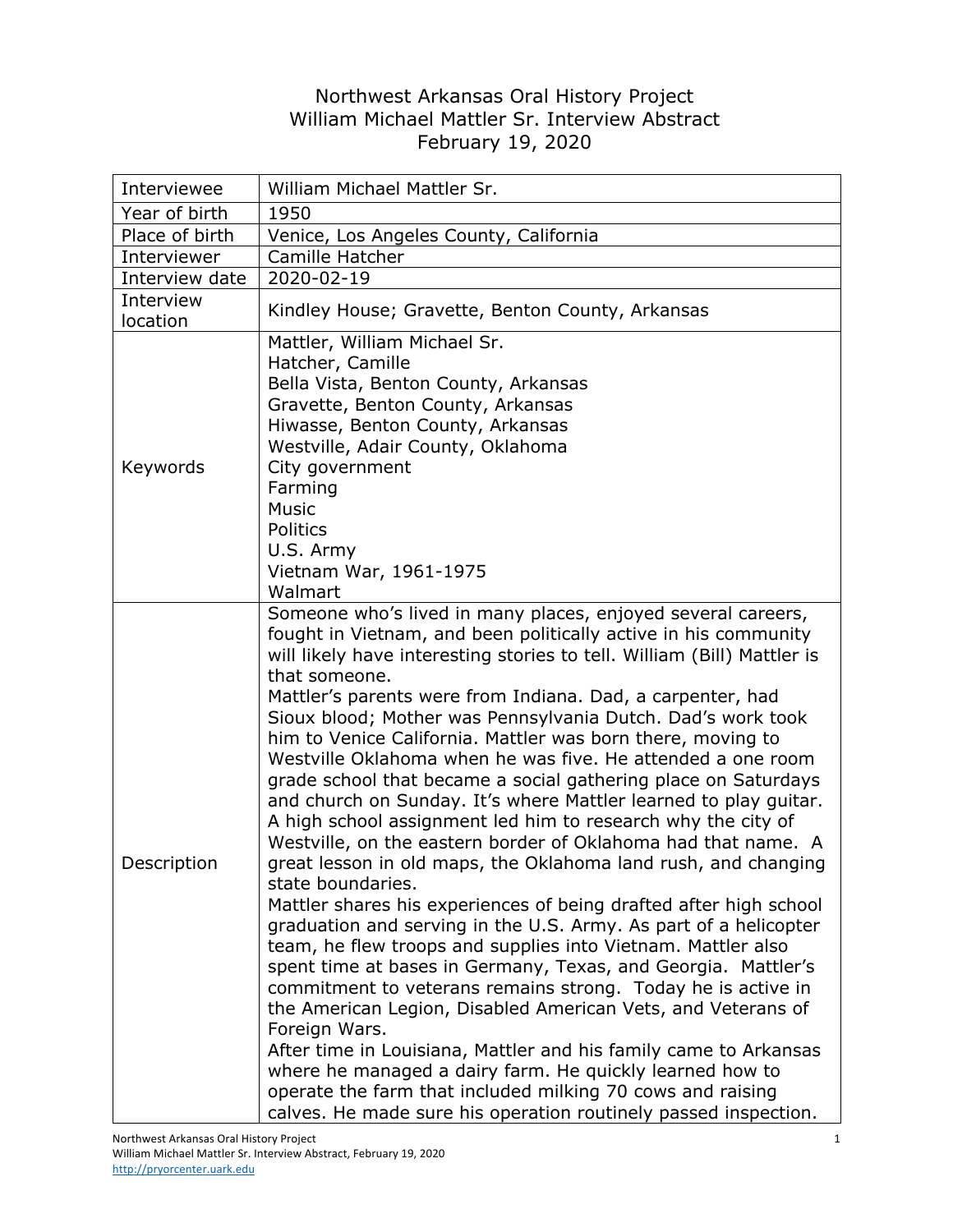# Northwest Arkansas Oral History Project
## William Michael Mattler Sr. Interview Abstract
### February 19, 2020

| | |
|---|---|
| Interviewee | William Michael Mattler Sr. |
| Year of birth | 1950 |
| Place of birth | Venice, Los Angeles County, California |
| Interviewer | Camille Hatcher |
| Interview date | 2020-02-19 |
| Interview location | Kindley House; Gravette, Benton County, Arkansas |
| Keywords | Mattler, William Michael Sr.<br>Hatcher, Camille<br>Bella Vista, Benton County, Arkansas<br>Gravette, Benton County, Arkansas<br>Hiwasse, Benton County, Arkansas<br>Westville, Adair County, Oklahoma<br>City government<br>Farming<br>Music<br>Politics<br>U.S. Army<br>Vietnam War, 1961-1975<br>Walmart |
| Description | Someone who's lived in many places, enjoyed several careers, fought in Vietnam, and been politically active in his community will likely have interesting stories to tell. William (Bill) Mattler is that someone.<br>Mattler's parents were from Indiana. Dad, a carpenter, had Sioux blood; Mother was Pennsylvania Dutch. Dad's work took him to Venice California. Mattler was born there, moving to Westville Oklahoma when he was five. He attended a one room grade school that became a social gathering place on Saturdays and church on Sunday. It's where Mattler learned to play guitar. A high school assignment led him to research why the city of Westville, on the eastern border of Oklahoma had that name. A great lesson in old maps, the Oklahoma land rush, and changing state boundaries.<br>Mattler shares his experiences of being drafted after high school graduation and serving in the U.S. Army. As part of a helicopter team, he flew troops and supplies into Vietnam. Mattler also spent time at bases in Germany, Texas, and Georgia. Mattler's commitment to veterans remains strong. Today he is active in the American Legion, Disabled American Vets, and Veterans of Foreign Wars.<br>After time in Louisiana, Mattler and his family came to Arkansas where he managed a dairy farm. He quickly learned how to operate the farm that included milking 70 cows and raising calves. He made sure his operation routinely passed inspection. |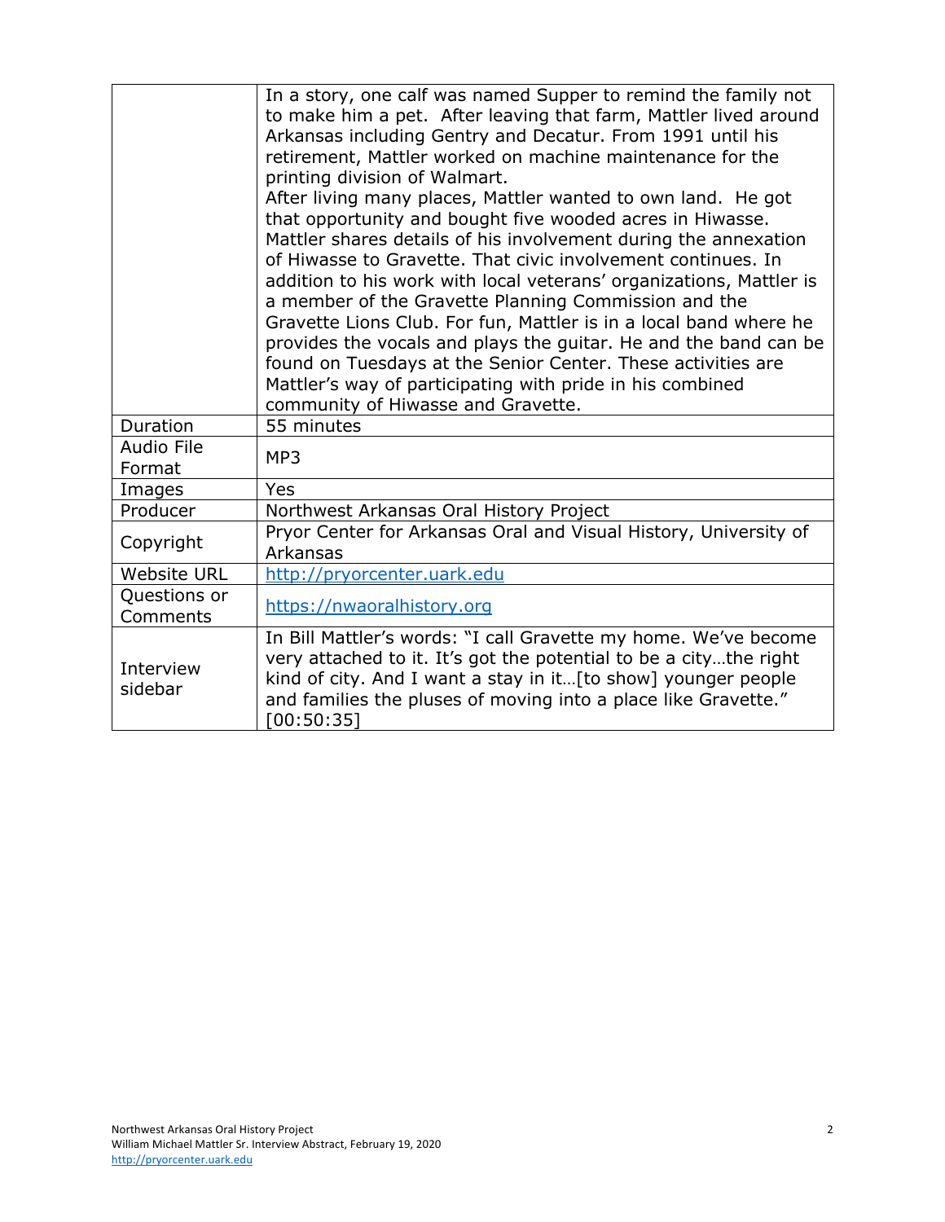| | |
|---|---|
| | In a story, one calf was named Supper to remind the family not to make him a pet. After leaving that farm, Mattler lived around Arkansas including Gentry and Decatur. From 1991 until his retirement, Mattler worked on machine maintenance for the printing division of Walmart.<br>After living many places, Mattler wanted to own land. He got that opportunity and bought five wooded acres in Hiwasse. Mattler shares details of his involvement during the annexation of Hiwasse to Gravette. That civic involvement continues. In addition to his work with local veterans' organizations, Mattler is a member of the Gravette Planning Commission and the Gravette Lions Club. For fun, Mattler is in a local band where he provides the vocals and plays the guitar. He and the band can be found on Tuesdays at the Senior Center. These activities are Mattler's way of participating with pride in his combined community of Hiwasse and Gravette. |
| Duration | 55 minutes |
| Audio File Format | MP3 |
| Images | Yes |
| Producer | Northwest Arkansas Oral History Project |
| Copyright | Pryor Center for Arkansas Oral and Visual History, University of Arkansas |
| Website URL | http://pryorcenter.uark.edu |
| Questions or Comments | https://nwaoralhistory.org |
| Interview sidebar | In Bill Mattler's words: "I call Gravette my home. We've become very attached to it. It's got the potential to be a city…the right kind of city. And I want a stay in it…[to show] younger people and families the pluses of moving into a place like Gravette." [00:50:35] |